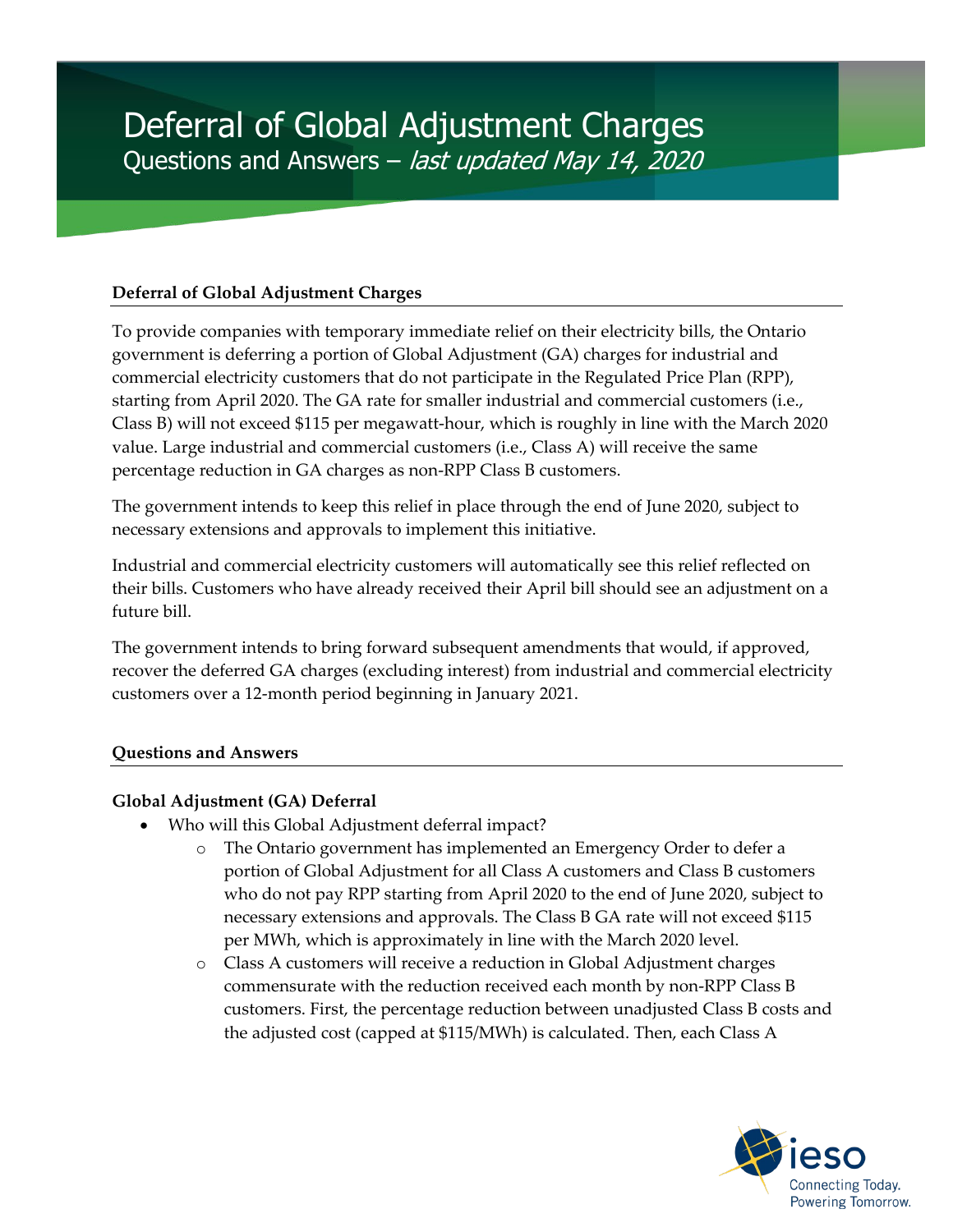# Deferral of Global Adjustment Charges

Questions and Answers – *last updated May 14, 2020*

## Deferral of Global Adjustment Charges

To provide companies with temporary immediate relief on their electricity bills, the Ontario government is deferring a portion of Global Adjustment (GA) charges for industrial and commercial electricity customers that do not participate in the Regulated Price Plan (RPP), starting from April 2020. The GA rate for smaller industrial and commercial customers (i.e., Class B) will not exceed $115 per megawatt-hour, which is roughly in line with the March 2020 value. Large industrial and commercial customers (i.e., Class A) will receive the same percentage reduction in GA charges as non-RPP Class B customers.

The government intends to keep this relief in place through the end of June 2020, subject to necessary extensions and approvals to implement this initiative.

Industrial and commercial electricity customers will automatically see this relief reflected on their bills. Customers who have already received their April bill should see an adjustment on a future bill.

The government intends to bring forward subsequent amendments that would, if approved, recover the deferred GA charges (excluding interest) from industrial and commercial electricity customers over a 12-month period beginning in January 2021.

## Questions and Answers

### Global Adjustment (GA) Deferral

- Who will this Global Adjustment deferral impact?
  - The Ontario government has implemented an Emergency Order to defer a portion of Global Adjustment for all Class A customers and Class B customers who do not pay RPP starting from April 2020 to the end of June 2020, subject to necessary extensions and approvals. The Class B GA rate will not exceed $115 per MWh, which is approximately in line with the March 2020 level.
  - Class A customers will receive a reduction in Global Adjustment charges commensurate with the reduction received each month by non-RPP Class B customers. First, the percentage reduction between unadjusted Class B costs and the adjusted cost (capped at $115/MWh) is calculated. Then, each Class A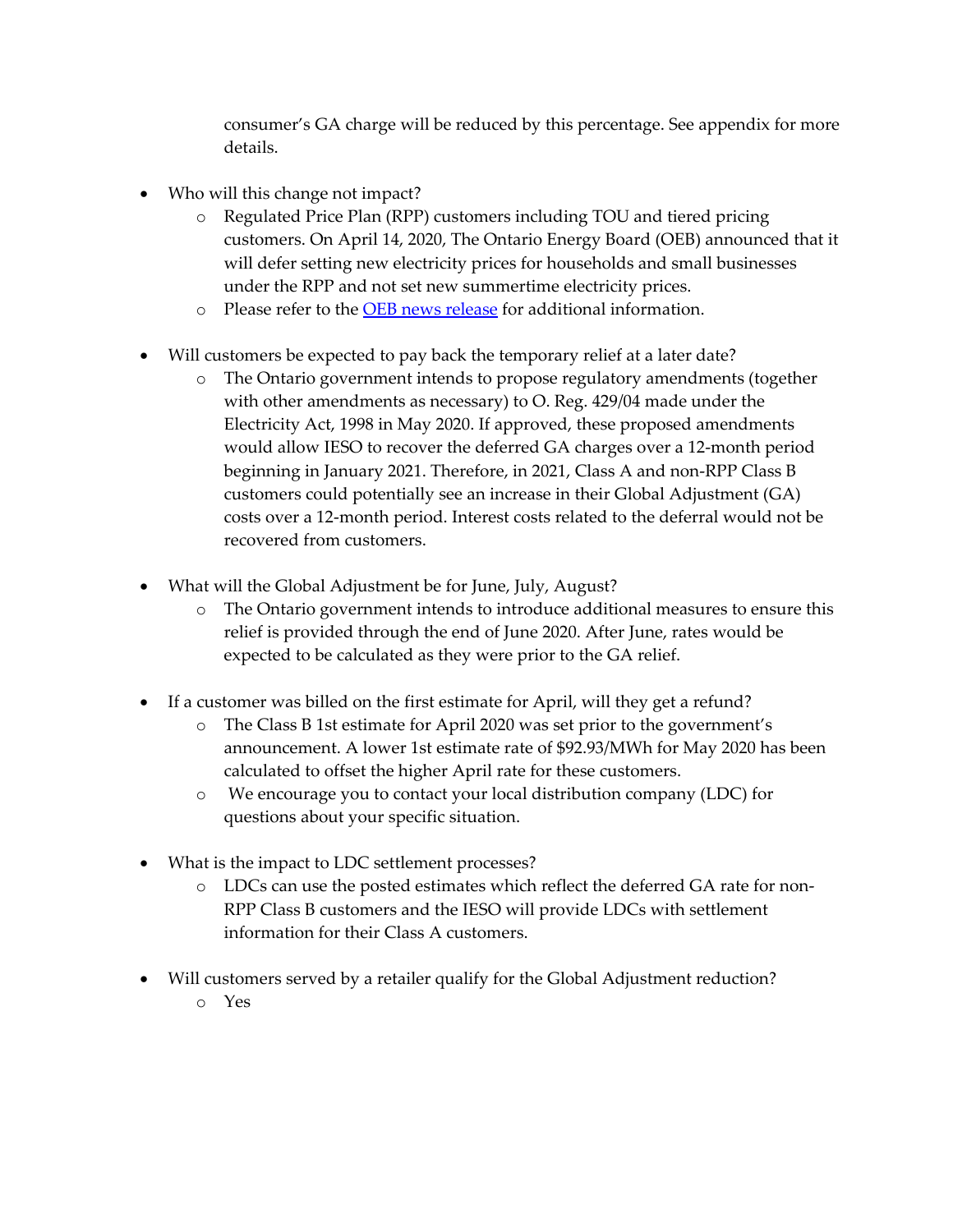consumer's GA charge will be reduced by this percentage. See appendix for more details.

- Who will this change not impact?
  - Regulated Price Plan (RPP) customers including TOU and tiered pricing customers. On April 14, 2020, The Ontario Energy Board (OEB) announced that it will defer setting new electricity prices for households and small businesses under the RPP and not set new summertime electricity prices.
  - Please refer to the OEB news release for additional information.

- Will customers be expected to pay back the temporary relief at a later date?
  - The Ontario government intends to propose regulatory amendments (together with other amendments as necessary) to O. Reg. 429/04 made under the Electricity Act, 1998 in May 2020. If approved, these proposed amendments would allow IESO to recover the deferred GA charges over a 12-month period beginning in January 2021. Therefore, in 2021, Class A and non-RPP Class B customers could potentially see an increase in their Global Adjustment (GA) costs over a 12-month period. Interest costs related to the deferral would not be recovered from customers.

- What will the Global Adjustment be for June, July, August?
  - The Ontario government intends to introduce additional measures to ensure this relief is provided through the end of June 2020. After June, rates would be expected to be calculated as they were prior to the GA relief.

- If a customer was billed on the first estimate for April, will they get a refund?
  - The Class B 1st estimate for April 2020 was set prior to the government's announcement. A lower 1st estimate rate of $92.93/MWh for May 2020 has been calculated to offset the higher April rate for these customers.
  - We encourage you to contact your local distribution company (LDC) for questions about your specific situation.

- What is the impact to LDC settlement processes?
  - LDCs can use the posted estimates which reflect the deferred GA rate for non-RPP Class B customers and the IESO will provide LDCs with settlement information for their Class A customers.

- Will customers served by a retailer qualify for the Global Adjustment reduction?
  - Yes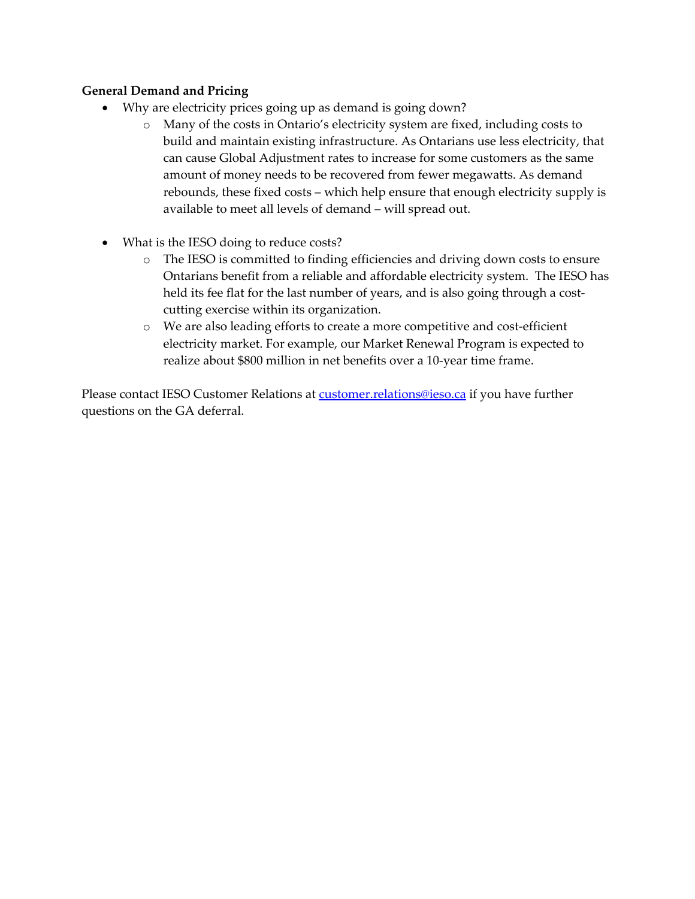**General Demand and Pricing**

- Why are electricity prices going up as demand is going down?
  - Many of the costs in Ontario's electricity system are fixed, including costs to build and maintain existing infrastructure. As Ontarians use less electricity, that can cause Global Adjustment rates to increase for some customers as the same amount of money needs to be recovered from fewer megawatts. As demand rebounds, these fixed costs – which help ensure that enough electricity supply is available to meet all levels of demand – will spread out.

- What is the IESO doing to reduce costs?
  - The IESO is committed to finding efficiencies and driving down costs to ensure Ontarians benefit from a reliable and affordable electricity system. The IESO has held its fee flat for the last number of years, and is also going through a cost-cutting exercise within its organization.
  - We are also leading efforts to create a more competitive and cost-efficient electricity market. For example, our Market Renewal Program is expected to realize about $800 million in net benefits over a 10-year time frame.

Please contact IESO Customer Relations at [customer.relations@ieso.ca](mailto:customer.relations@ieso.ca) if you have further questions on the GA deferral.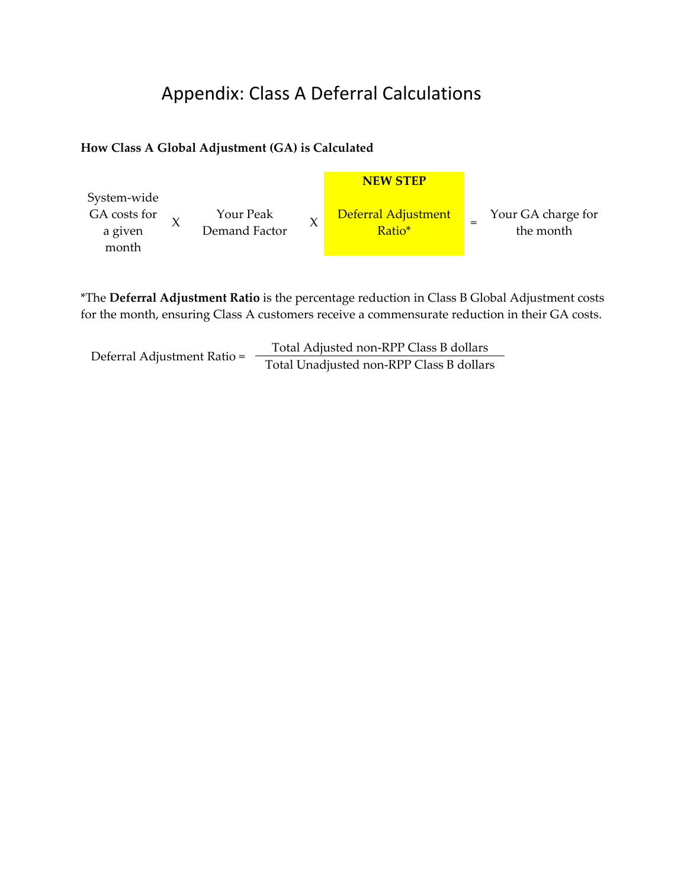# Appendix: Class A Deferral Calculations

**How Class A Global Adjustment (GA) is Calculated**

| System-wide GA costs for a given month | X | Your Peak Demand Factor | X | **NEW STEP** Deferral Adjustment Ratio* | = | Your GA charge for the month |
|---|---|---|---|---|---|---|

*The **Deferral Adjustment Ratio** is the percentage reduction in Class B Global Adjustment costs for the month, ensuring Class A customers receive a commensurate reduction in their GA costs.

$$\text{Deferral Adjustment Ratio} = \frac{\text{Total Adjusted non-RPP Class B dollars}}{\text{Total Unadjusted non-RPP Class B dollars}}$$